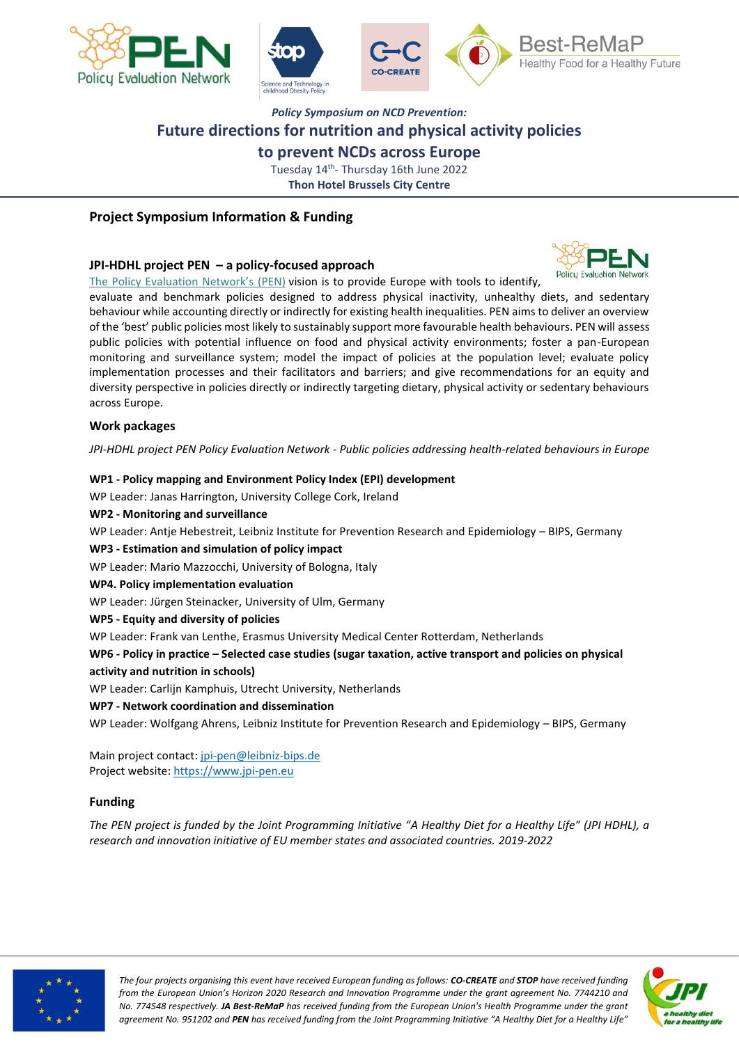*Policy Symposium on NCD Prevention:*

# Future directions for nutrition and physical activity policies to prevent NCDs across Europe

Tuesday 14th- Thursday 16th June 2022

**Thon Hotel Brussels City Centre**

## Project Symposium Information & Funding

### JPI-HDHL project PEN – a policy-focused approach

The Policy Evaluation Network's (PEN) vision is to provide Europe with tools to identify, evaluate and benchmark policies designed to address physical inactivity, unhealthy diets, and sedentary behaviour while accounting directly or indirectly for existing health inequalities. PEN aims to deliver an overview of the 'best' public policies most likely to sustainably support more favourable health behaviours. PEN will assess public policies with potential influence on food and physical activity environments; foster a pan-European monitoring and surveillance system; model the impact of policies at the population level; evaluate policy implementation processes and their facilitators and barriers; and give recommendations for an equity and diversity perspective in policies directly or indirectly targeting dietary, physical activity or sedentary behaviours across Europe.

### Work packages

*JPI-HDHL project PEN Policy Evaluation Network - Public policies addressing health-related behaviours in Europe*

**WP1 - Policy mapping and Environment Policy Index (EPI) development**
WP Leader: Janas Harrington, University College Cork, Ireland

**WP2 - Monitoring and surveillance**
WP Leader: Antje Hebestreit, Leibniz Institute for Prevention Research and Epidemiology – BIPS, Germany

**WP3 - Estimation and simulation of policy impact**
WP Leader: Mario Mazzocchi, University of Bologna, Italy

**WP4. Policy implementation evaluation**
WP Leader: Jürgen Steinacker, University of Ulm, Germany

**WP5 - Equity and diversity of policies**
WP Leader: Frank van Lenthe, Erasmus University Medical Center Rotterdam, Netherlands

**WP6 - Policy in practice – Selected case studies (sugar taxation, active transport and policies on physical activity and nutrition in schools)**
WP Leader: Carlijn Kamphuis, Utrecht University, Netherlands

**WP7 - Network coordination and dissemination**
WP Leader: Wolfgang Ahrens, Leibniz Institute for Prevention Research and Epidemiology – BIPS, Germany

Main project contact: jpi-pen@leibniz-bips.de
Project website: https://www.jpi-pen.eu

### Funding

*The PEN project is funded by the Joint Programming Initiative "A Healthy Diet for a Healthy Life" (JPI HDHL), a research and innovation initiative of EU member states and associated countries. 2019-2022*

*The four projects organising this event have received European funding as follows:* ***CO-CREATE*** *and* ***STOP*** *have received funding from the European Union's Horizon 2020 Research and Innovation Programme under the grant agreement No. 7744210 and No. 774548 respectively.* ***JA Best-ReMaP*** *has received funding from the European Union's Health Programme under the grant agreement No. 951202 and* ***PEN*** *has received funding from the Joint Programming Initiative "A Healthy Diet for a Healthy Life"*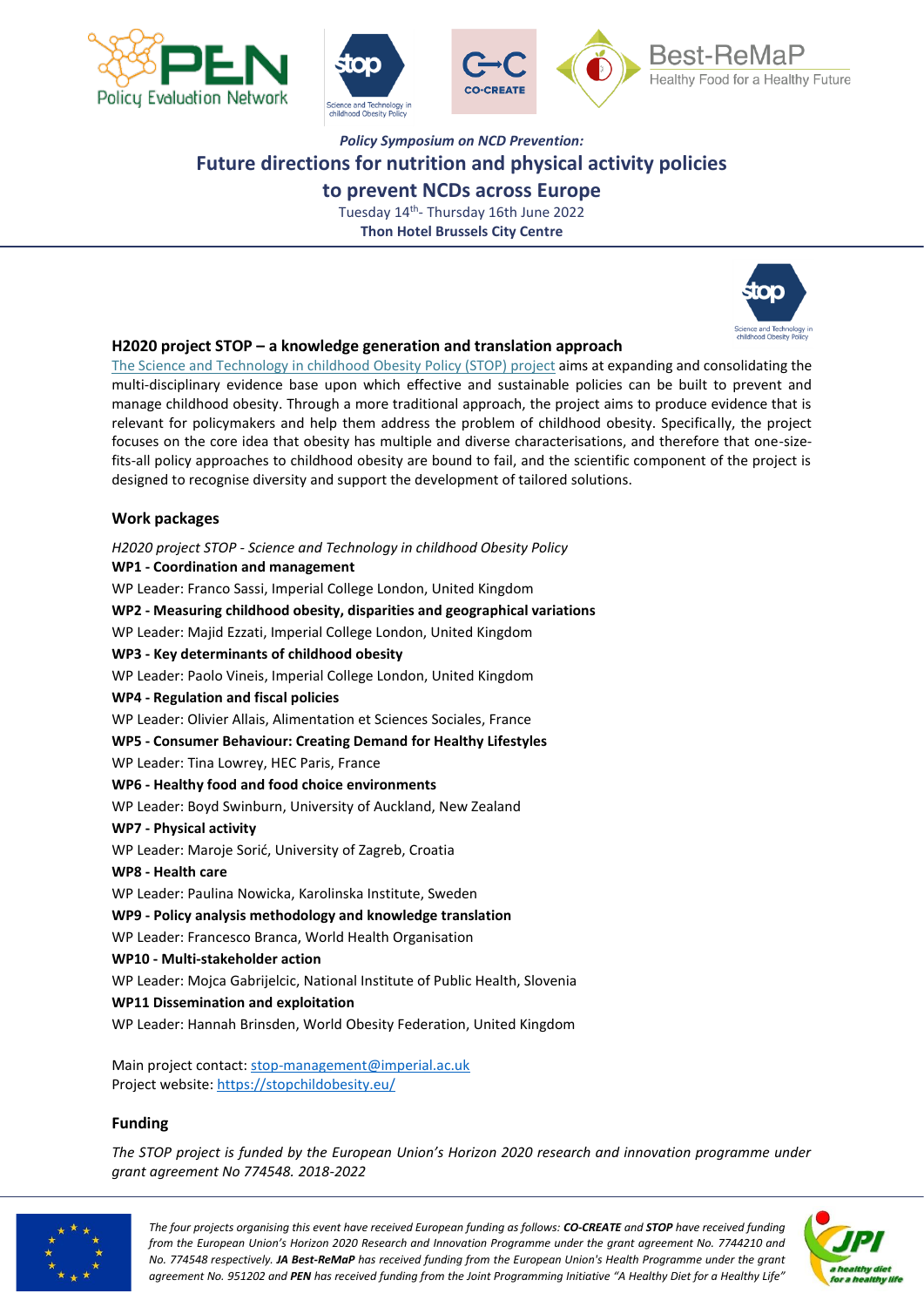*Policy Symposium on NCD Prevention:*

# Future directions for nutrition and physical activity policies to prevent NCDs across Europe

Tuesday 14th- Thursday 16th June 2022

**Thon Hotel Brussels City Centre**

## H2020 project STOP – a knowledge generation and translation approach

The Science and Technology in childhood Obesity Policy (STOP) project aims at expanding and consolidating the multi-disciplinary evidence base upon which effective and sustainable policies can be built to prevent and manage childhood obesity. Through a more traditional approach, the project aims to produce evidence that is relevant for policymakers and help them address the problem of childhood obesity. Specifically, the project focuses on the core idea that obesity has multiple and diverse characterisations, and therefore that one-size-fits-all policy approaches to childhood obesity are bound to fail, and the scientific component of the project is designed to recognise diversity and support the development of tailored solutions.

### Work packages

*H2020 project STOP - Science and Technology in childhood Obesity Policy*

**WP1 - Coordination and management**
WP Leader: Franco Sassi, Imperial College London, United Kingdom

**WP2 - Measuring childhood obesity, disparities and geographical variations**
WP Leader: Majid Ezzati, Imperial College London, United Kingdom

**WP3 - Key determinants of childhood obesity**
WP Leader: Paolo Vineis, Imperial College London, United Kingdom

**WP4 - Regulation and fiscal policies**
WP Leader: Olivier Allais, Alimentation et Sciences Sociales, France

**WP5 - Consumer Behaviour: Creating Demand for Healthy Lifestyles**
WP Leader: Tina Lowrey, HEC Paris, France

**WP6 - Healthy food and food choice environments**
WP Leader: Boyd Swinburn, University of Auckland, New Zealand

**WP7 - Physical activity**
WP Leader: Maroje Sorić, University of Zagreb, Croatia

**WP8 - Health care**
WP Leader: Paulina Nowicka, Karolinska Institute, Sweden

**WP9 - Policy analysis methodology and knowledge translation**
WP Leader: Francesco Branca, World Health Organisation

**WP10 - Multi-stakeholder action**
WP Leader: Mojca Gabrijelcic, National Institute of Public Health, Slovenia

**WP11 Dissemination and exploitation**
WP Leader: Hannah Brinsden, World Obesity Federation, United Kingdom

Main project contact: stop-management@imperial.ac.uk
Project website: https://stopchildobesity.eu/

### Funding

*The STOP project is funded by the European Union's Horizon 2020 research and innovation programme under grant agreement No 774548. 2018-2022*

*The four projects organising this event have received European funding as follows: **CO-CREATE** and **STOP** have received funding from the European Union's Horizon 2020 Research and Innovation Programme under the grant agreement No. 7744210 and No. 774548 respectively. **JA Best-ReMaP** has received funding from the European Union's Health Programme under the grant agreement No. 951202 and **PEN** has received funding from the Joint Programming Initiative "A Healthy Diet for a Healthy Life"*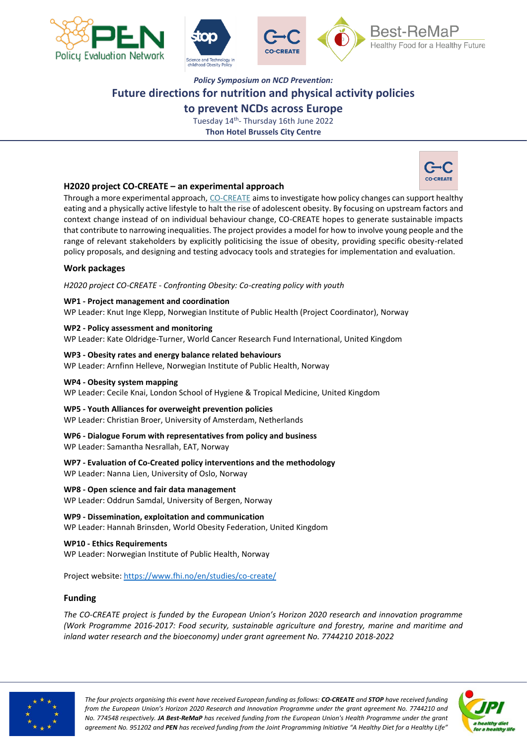*Policy Symposium on NCD Prevention:*

## Future directions for nutrition and physical activity policies to prevent NCDs across Europe

Tuesday 14th- Thursday 16th June 2022

**Thon Hotel Brussels City Centre**

### H2020 project CO-CREATE – an experimental approach

Through a more experimental approach, [CO-CREATE] aims to investigate how policy changes can support healthy eating and a physically active lifestyle to halt the rise of adolescent obesity. By focusing on upstream factors and context change instead of on individual behaviour change, CO-CREATE hopes to generate sustainable impacts that contribute to narrowing inequalities. The project provides a model for how to involve young people and the range of relevant stakeholders by explicitly politicising the issue of obesity, providing specific obesity-related policy proposals, and designing and testing advocacy tools and strategies for implementation and evaluation.

### Work packages

*H2020 project CO-CREATE - Confronting Obesity: Co-creating policy with youth*

**WP1 - Project management and coordination**
WP Leader: Knut Inge Klepp, Norwegian Institute of Public Health (Project Coordinator), Norway

**WP2 - Policy assessment and monitoring**
WP Leader: Kate Oldridge-Turner, World Cancer Research Fund International, United Kingdom

**WP3 - Obesity rates and energy balance related behaviours**
WP Leader: Arnfinn Helleve, Norwegian Institute of Public Health, Norway

**WP4 - Obesity system mapping**
WP Leader: Cecile Knai, London School of Hygiene & Tropical Medicine, United Kingdom

**WP5 - Youth Alliances for overweight prevention policies**
WP Leader: Christian Broer, University of Amsterdam, Netherlands

**WP6 - Dialogue Forum with representatives from policy and business**
WP Leader: Samantha Nesrallah, EAT, Norway

**WP7 - Evaluation of Co-Created policy interventions and the methodology**
WP Leader: Nanna Lien, University of Oslo, Norway

**WP8 - Open science and fair data management**
WP Leader: Oddrun Samdal, University of Bergen, Norway

**WP9 - Dissemination, exploitation and communication**
WP Leader: Hannah Brinsden, World Obesity Federation, United Kingdom

**WP10 - Ethics Requirements**
WP Leader: Norwegian Institute of Public Health, Norway

Project website: https://www.fhi.no/en/studies/co-create/

### Funding

*The CO-CREATE project is funded by the European Union's Horizon 2020 research and innovation programme (Work Programme 2016-2017: Food security, sustainable agriculture and forestry, marine and maritime and inland water research and the bioeconomy) under grant agreement No. 7744210 2018-2022*

*The four projects organising this event have received European funding as follows: **CO-CREATE** and **STOP** have received funding from the European Union's Horizon 2020 Research and Innovation Programme under the grant agreement No. 7744210 and No. 774548 respectively. **JA Best-ReMaP** has received funding from the European Union's Health Programme under the grant agreement No. 951202 and **PEN** has received funding from the Joint Programming Initiative "A Healthy Diet for a Healthy Life"*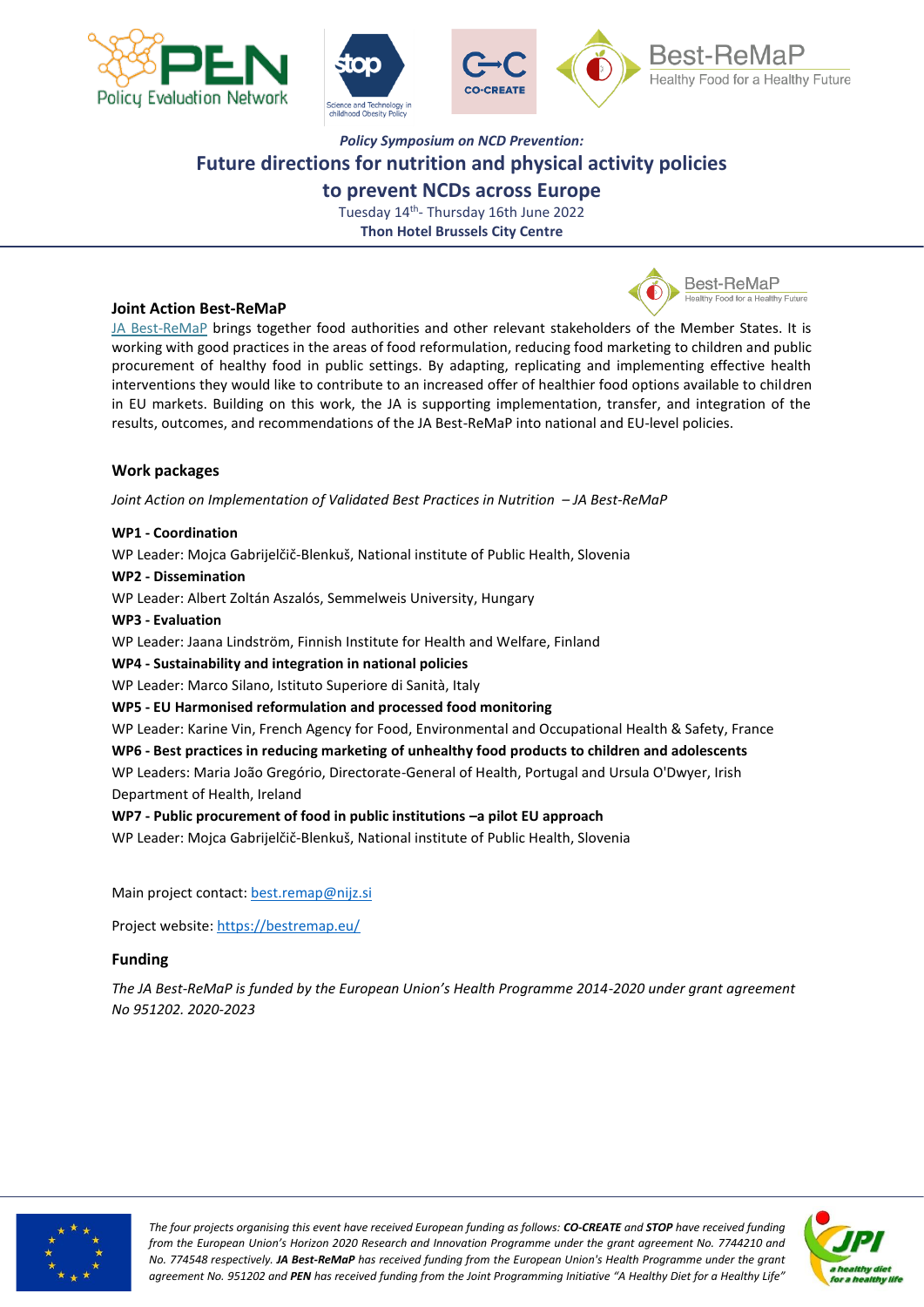*Policy Symposium on NCD Prevention:*

## Future directions for nutrition and physical activity policies to prevent NCDs across Europe

Tuesday 14th- Thursday 16th June 2022

**Thon Hotel Brussels City Centre**

### Joint Action Best-ReMaP

JA Best-ReMaP brings together food authorities and other relevant stakeholders of the Member States. It is working with good practices in the areas of food reformulation, reducing food marketing to children and public procurement of healthy food in public settings. By adapting, replicating and implementing effective health interventions they would like to contribute to an increased offer of healthier food options available to children in EU markets. Building on this work, the JA is supporting implementation, transfer, and integration of the results, outcomes, and recommendations of the JA Best-ReMaP into national and EU-level policies.

### Work packages

*Joint Action on Implementation of Validated Best Practices in Nutrition – JA Best-ReMaP*

**WP1 - Coordination**
WP Leader: Mojca Gabrijelčič-Blenkuš, National institute of Public Health, Slovenia

**WP2 - Dissemination**
WP Leader: Albert Zoltán Aszalós, Semmelweis University, Hungary

**WP3 - Evaluation**
WP Leader: Jaana Lindström, Finnish Institute for Health and Welfare, Finland

**WP4 - Sustainability and integration in national policies**
WP Leader: Marco Silano, Istituto Superiore di Sanità, Italy

**WP5 - EU Harmonised reformulation and processed food monitoring**
WP Leader: Karine Vin, French Agency for Food, Environmental and Occupational Health & Safety, France

**WP6 - Best practices in reducing marketing of unhealthy food products to children and adolescents**
WP Leaders: Maria João Gregório, Directorate-General of Health, Portugal and Ursula O'Dwyer, Irish Department of Health, Ireland

**WP7 - Public procurement of food in public institutions –a pilot EU approach**
WP Leader: Mojca Gabrijelčič-Blenkuš, National institute of Public Health, Slovenia

Main project contact: best.remap@nijz.si

Project website: https://bestremap.eu/

### Funding

*The JA Best-ReMaP is funded by the European Union's Health Programme 2014-2020 under grant agreement No 951202. 2020-2023*

*The four projects organising this event have received European funding as follows: **CO-CREATE** and **STOP** have received funding from the European Union's Horizon 2020 Research and Innovation Programme under the grant agreement No. 7744210 and No. 774548 respectively. **JA Best-ReMaP** has received funding from the European Union's Health Programme under the grant agreement No. 951202 and **PEN** has received funding from the Joint Programming Initiative "A Healthy Diet for a Healthy Life"*